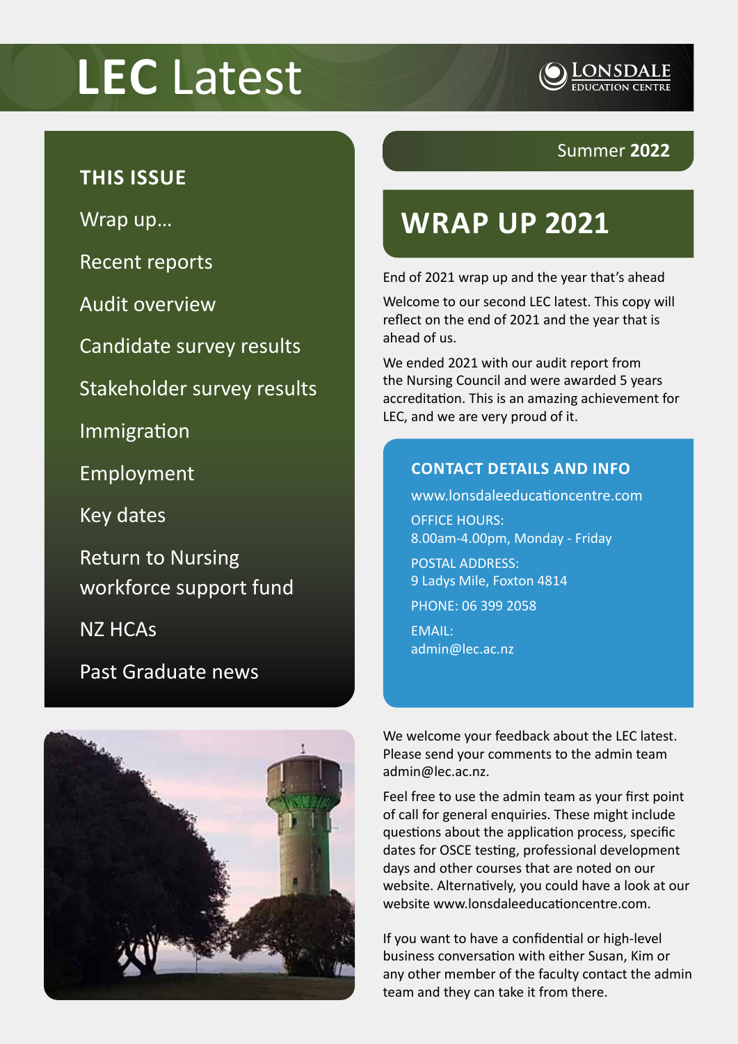# LEC Latest

LONSDALE EDUCATION CENTRE

Summer **2022**

### THIS ISSUE

- Wrap up…
- Recent reports
- Audit overview
- Candidate survey results
- Stakeholder survey results
- Immigration
- Employment
- Key dates
- Return to Nursing workforce support fund
- NZ HCAs
- Past Graduate news

## WRAP UP 2021

End of 2021 wrap up and the year that's ahead

Welcome to our second LEC latest. This copy will reflect on the end of 2021 and the year that is ahead of us.

We ended 2021 with our audit report from the Nursing Council and were awarded 5 years accreditation. This is an amazing achievement for LEC, and we are very proud of it.

### CONTACT DETAILS AND INFO

www.lonsdaleeducationcentre.com

OFFICE HOURS:
8.00am-4.00pm, Monday - Friday

POSTAL ADDRESS:
9 Ladys Mile, Foxton 4814

PHONE: 06 399 2058

EMAIL:
admin@lec.ac.nz

We welcome your feedback about the LEC latest. Please send your comments to the admin team admin@lec.ac.nz.

Feel free to use the admin team as your first point of call for general enquiries. These might include questions about the application process, specific dates for OSCE testing, professional development days and other courses that are noted on our website. Alternatively, you could have a look at our website www.lonsdaleeducationcentre.com.

If you want to have a confidential or high-level business conversation with either Susan, Kim or any other member of the faculty contact the admin team and they can take it from there.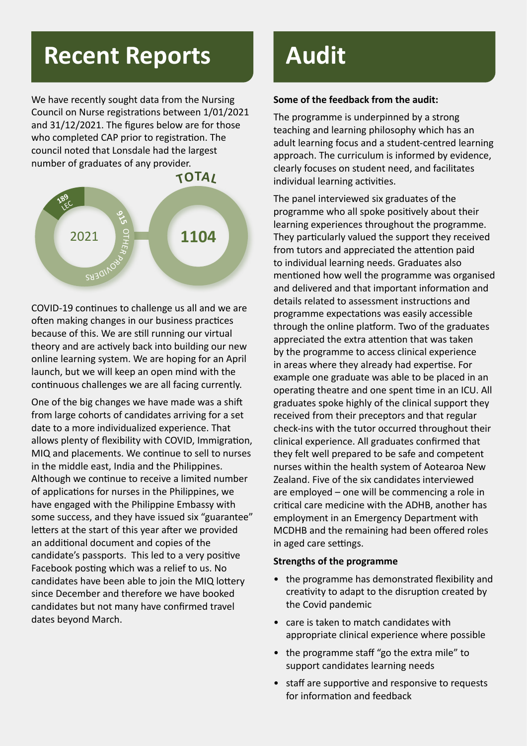# Recent Reports

We have recently sought data from the Nursing Council on Nurse registrations between 1/01/2021 and 31/12/2021. The figures below are for those who completed CAP prior to registration. The council noted that Lonsdale had the largest number of graduates of any provider.

2021: 189 LEC, 915 OTHER PROVIDERS

TOTAL: 1104

COVID-19 continues to challenge us all and we are often making changes in our business practices because of this. We are still running our virtual theory and are actively back into building our new online learning system. We are hoping for an April launch, but we will keep an open mind with the continuous challenges we are all facing currently.

One of the big changes we have made was a shift from large cohorts of candidates arriving for a set date to a more individualized experience. That allows plenty of flexibility with COVID, Immigration, MIQ and placements. We continue to sell to nurses in the middle east, India and the Philippines. Although we continue to receive a limited number of applications for nurses in the Philippines, we have engaged with the Philippine Embassy with some success, and they have issued six "guarantee" letters at the start of this year after we provided an additional document and copies of the candidate's passports. This led to a very positive Facebook posting which was a relief to us. No candidates have been able to join the MIQ lottery since December and therefore we have booked candidates but not many have confirmed travel dates beyond March.

# Audit

**Some of the feedback from the audit:**

The programme is underpinned by a strong teaching and learning philosophy which has an adult learning focus and a student-centred learning approach. The curriculum is informed by evidence, clearly focuses on student need, and facilitates individual learning activities.

The panel interviewed six graduates of the programme who all spoke positively about their learning experiences throughout the programme. They particularly valued the support they received from tutors and appreciated the attention paid to individual learning needs. Graduates also mentioned how well the programme was organised and delivered and that important information and details related to assessment instructions and programme expectations was easily accessible through the online platform. Two of the graduates appreciated the extra attention that was taken by the programme to access clinical experience in areas where they already had expertise. For example one graduate was able to be placed in an operating theatre and one spent time in an ICU. All graduates spoke highly of the clinical support they received from their preceptors and that regular check-ins with the tutor occurred throughout their clinical experience. All graduates confirmed that they felt well prepared to be safe and competent nurses within the health system of Aotearoa New Zealand. Five of the six candidates interviewed are employed – one will be commencing a role in critical care medicine with the ADHB, another has employment in an Emergency Department with MCDHB and the remaining had been offered roles in aged care settings.

**Strengths of the programme**

- the programme has demonstrated flexibility and creativity to adapt to the disruption created by the Covid pandemic
- care is taken to match candidates with appropriate clinical experience where possible
- the programme staff "go the extra mile" to support candidates learning needs
- staff are supportive and responsive to requests for information and feedback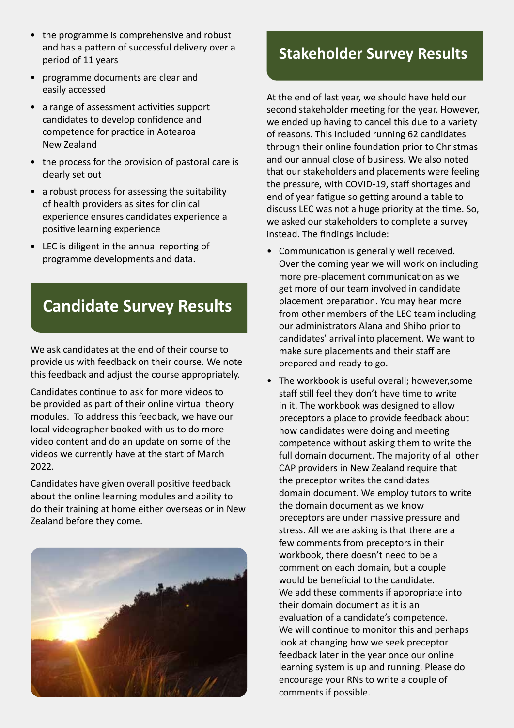- the programme is comprehensive and robust and has a pattern of successful delivery over a period of 11 years
- programme documents are clear and easily accessed
- a range of assessment activities support candidates to develop confidence and competence for practice in Aotearoa New Zealand
- the process for the provision of pastoral care is clearly set out
- a robust process for assessing the suitability of health providers as sites for clinical experience ensures candidates experience a positive learning experience
- LEC is diligent in the annual reporting of programme developments and data.

## Candidate Survey Results

We ask candidates at the end of their course to provide us with feedback on their course. We note this feedback and adjust the course appropriately.

Candidates continue to ask for more videos to be provided as part of their online virtual theory modules. To address this feedback, we have our local videographer booked with us to do more video content and do an update on some of the videos we currently have at the start of March 2022.

Candidates have given overall positive feedback about the online learning modules and ability to do their training at home either overseas or in New Zealand before they come.

## Stakeholder Survey Results

At the end of last year, we should have held our second stakeholder meeting for the year. However, we ended up having to cancel this due to a variety of reasons. This included running 62 candidates through their online foundation prior to Christmas and our annual close of business. We also noted that our stakeholders and placements were feeling the pressure, with COVID-19, staff shortages and end of year fatigue so getting around a table to discuss LEC was not a huge priority at the time. So, we asked our stakeholders to complete a survey instead. The findings include:

- Communication is generally well received. Over the coming year we will work on including more pre-placement communication as we get more of our team involved in candidate placement preparation. You may hear more from other members of the LEC team including our administrators Alana and Shiho prior to candidates' arrival into placement. We want to make sure placements and their staff are prepared and ready to go.
- The workbook is useful overall; however,some staff still feel they don't have time to write in it. The workbook was designed to allow preceptors a place to provide feedback about how candidates were doing and meeting competence without asking them to write the full domain document. The majority of all other CAP providers in New Zealand require that the preceptor writes the candidates domain document. We employ tutors to write the domain document as we know preceptors are under massive pressure and stress. All we are asking is that there are a few comments from preceptors in their workbook, there doesn't need to be a comment on each domain, but a couple would be beneficial to the candidate. We add these comments if appropriate into their domain document as it is an evaluation of a candidate's competence. We will continue to monitor this and perhaps look at changing how we seek preceptor feedback later in the year once our online learning system is up and running. Please do encourage your RNs to write a couple of comments if possible.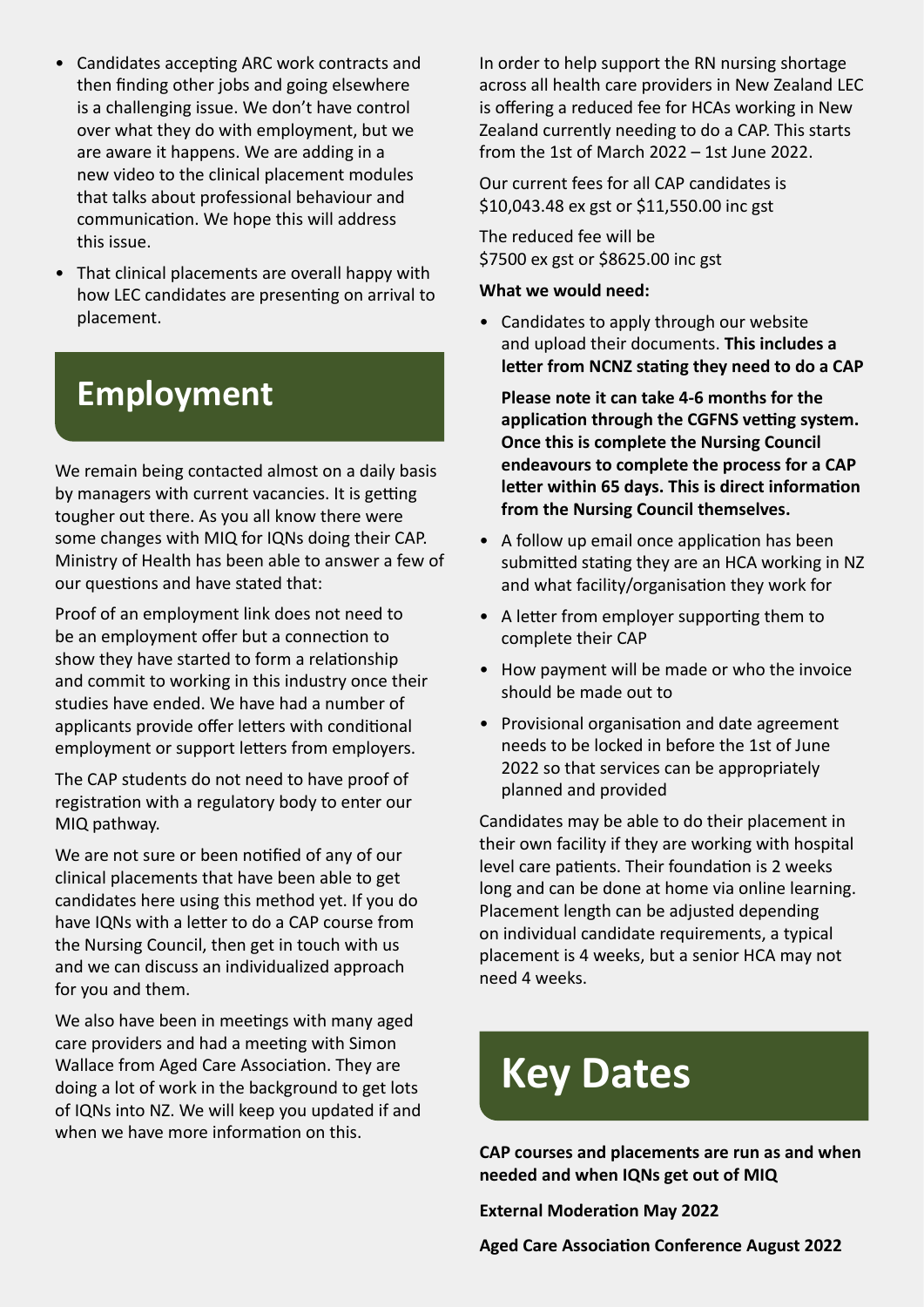- Candidates accepting ARC work contracts and then finding other jobs and going elsewhere is a challenging issue. We don't have control over what they do with employment, but we are aware it happens. We are adding in a new video to the clinical placement modules that talks about professional behaviour and communication. We hope this will address this issue.
- That clinical placements are overall happy with how LEC candidates are presenting on arrival to placement.

## Employment

We remain being contacted almost on a daily basis by managers with current vacancies. It is getting tougher out there. As you all know there were some changes with MIQ for IQNs doing their CAP. Ministry of Health has been able to answer a few of our questions and have stated that:

Proof of an employment link does not need to be an employment offer but a connection to show they have started to form a relationship and commit to working in this industry once their studies have ended. We have had a number of applicants provide offer letters with conditional employment or support letters from employers.

The CAP students do not need to have proof of registration with a regulatory body to enter our MIQ pathway.

We are not sure or been notified of any of our clinical placements that have been able to get candidates here using this method yet. If you do have IQNs with a letter to do a CAP course from the Nursing Council, then get in touch with us and we can discuss an individualized approach for you and them.

We also have been in meetings with many aged care providers and had a meeting with Simon Wallace from Aged Care Association. They are doing a lot of work in the background to get lots of IQNs into NZ. We will keep you updated if and when we have more information on this.

In order to help support the RN nursing shortage across all health care providers in New Zealand LEC is offering a reduced fee for HCAs working in New Zealand currently needing to do a CAP. This starts from the 1st of March 2022 – 1st June 2022.

Our current fees for all CAP candidates is $10,043.48 ex gst or $11,550.00 inc gst

The reduced fee will be
$7500 ex gst or $8625.00 inc gst

**What we would need:**

- Candidates to apply through our website and upload their documents. **This includes a letter from NCNZ stating they need to do a CAP**

  **Please note it can take 4-6 months for the application through the CGFNS vetting system. Once this is complete the Nursing Council endeavours to complete the process for a CAP letter within 65 days. This is direct information from the Nursing Council themselves.**

- A follow up email once application has been submitted stating they are an HCA working in NZ and what facility/organisation they work for
- A letter from employer supporting them to complete their CAP
- How payment will be made or who the invoice should be made out to
- Provisional organisation and date agreement needs to be locked in before the 1st of June 2022 so that services can be appropriately planned and provided

Candidates may be able to do their placement in their own facility if they are working with hospital level care patients. Their foundation is 2 weeks long and can be done at home via online learning. Placement length can be adjusted depending on individual candidate requirements, a typical placement is 4 weeks, but a senior HCA may not need 4 weeks.

## Key Dates

**CAP courses and placements are run as and when needed and when IQNs get out of MIQ**

**External Moderation May 2022**

**Aged Care Association Conference August 2022**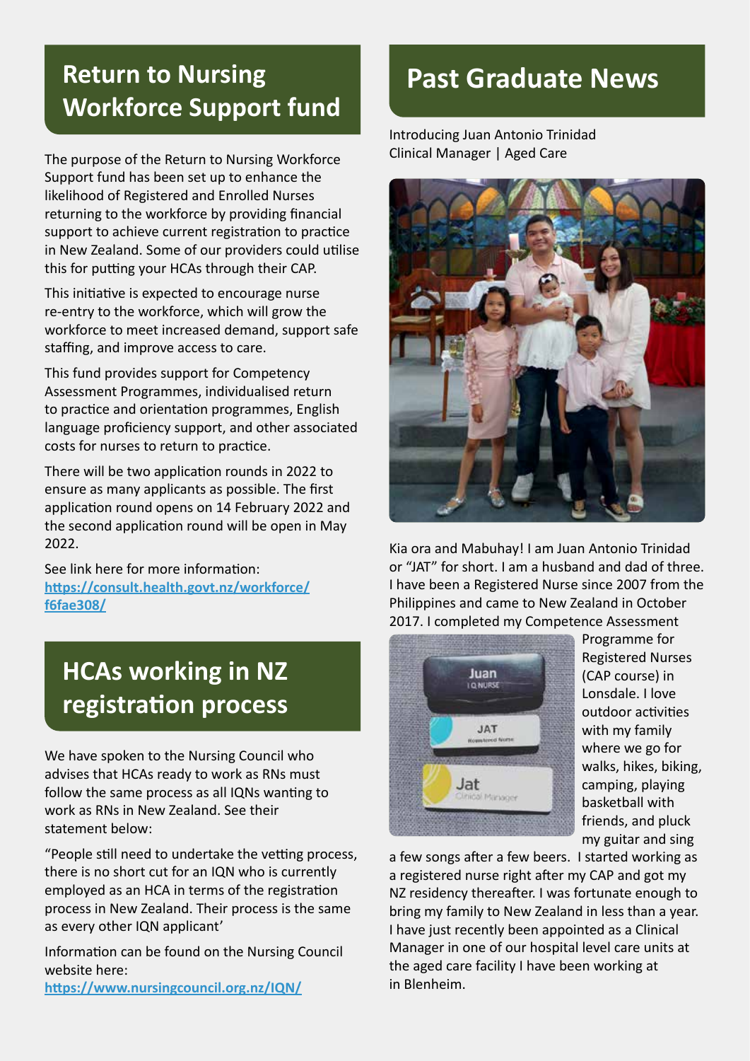## Return to Nursing Workforce Support fund

The purpose of the Return to Nursing Workforce Support fund has been set up to enhance the likelihood of Registered and Enrolled Nurses returning to the workforce by providing financial support to achieve current registration to practice in New Zealand. Some of our providers could utilise this for putting your HCAs through their CAP.

This initiative is expected to encourage nurse re-entry to the workforce, which will grow the workforce to meet increased demand, support safe staffing, and improve access to care.

This fund provides support for Competency Assessment Programmes, individualised return to practice and orientation programmes, English language proficiency support, and other associated costs for nurses to return to practice.

There will be two application rounds in 2022 to ensure as many applicants as possible. The first application round opens on 14 February 2022 and the second application round will be open in May 2022.

See link here for more information: **https://consult.health.govt.nz/workforce/f6fae308/**

## HCAs working in NZ registration process

We have spoken to the Nursing Council who advises that HCAs ready to work as RNs must follow the same process as all IQNs wanting to work as RNs in New Zealand. See their statement below:

"People still need to undertake the vetting process, there is no short cut for an IQN who is currently employed as an HCA in terms of the registration process in New Zealand. Their process is the same as every other IQN applicant'

Information can be found on the Nursing Council website here: **https://www.nursingcouncil.org.nz/IQN/**

## Past Graduate News

Introducing Juan Antonio Trinidad
Clinical Manager | Aged Care

Kia ora and Mabuhay! I am Juan Antonio Trinidad or "JAT" for short. I am a husband and dad of three. I have been a Registered Nurse since 2007 from the Philippines and came to New Zealand in October 2017. I completed my Competence Assessment Programme for Registered Nurses (CAP course) in Lonsdale. I love outdoor activities with my family where we go for walks, hikes, biking, camping, playing basketball with friends, and pluck my guitar and sing a few songs after a few beers. I started working as a registered nurse right after my CAP and got my NZ residency thereafter. I was fortunate enough to bring my family to New Zealand in less than a year. I have just recently been appointed as a Clinical Manager in one of our hospital level care units at the aged care facility I have been working at in Blenheim.